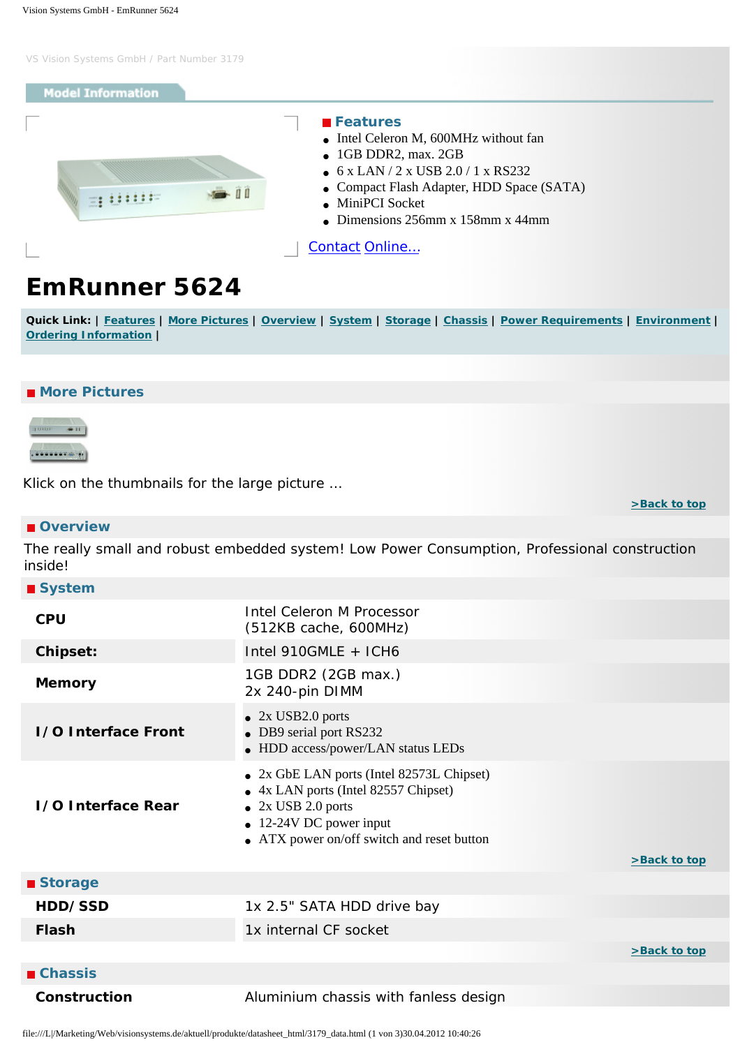VS Vision Systems GmbH / Part Number 3179

## Model Information

### Features

- Intel Celeron M, 600MHz without fan
- 1GB DDR2, max. 2GB
- 6 x LAN / 2 x USB 2.0 / 1 x RS232
- Compact Flash Adapter, HDD Space (SATA)
- MiniPCI Socket
- Dimensions 256mm x 158mm x 44mm

Contact Online...

# EmRunner 5624

**Quick Link:** | Features | More Pictures | Overview | System | Storage | Chassis | Power Requirements | Environment | Ordering Information |

## More Pictures

Klick on the thumbnails for the large picture ...

>Back to top

## Overview

The really small and robust embedded system! Low Power Consumption, Professional construction inside!

## System

| | |
|---|---|
| **CPU** | Intel Celeron M Processor (512KB cache, 600MHz) |
| **Chipset:** | Intel 910GMLE + ICH6 |
| **Memory** | 1GB DDR2 (2GB max.) 2x 240-pin DIMM |
| **I/O Interface Front** | • 2x USB2.0 ports<br>• DB9 serial port RS232<br>• HDD access/power/LAN status LEDs |
| **I/O Interface Rear** | • 2x GbE LAN ports (Intel 82573L Chipset)<br>• 4x LAN ports (Intel 82557 Chipset)<br>• 2x USB 2.0 ports<br>• 12-24V DC power input<br>• ATX power on/off switch and reset button |

>Back to top

## Storage

| | |
|---|---|
| **HDD/SSD** | 1x 2.5" SATA HDD drive bay |
| **Flash** | 1x internal CF socket |

>Back to top

## Chassis

| | |
|---|---|
| **Construction** | Aluminium chassis with fanless design |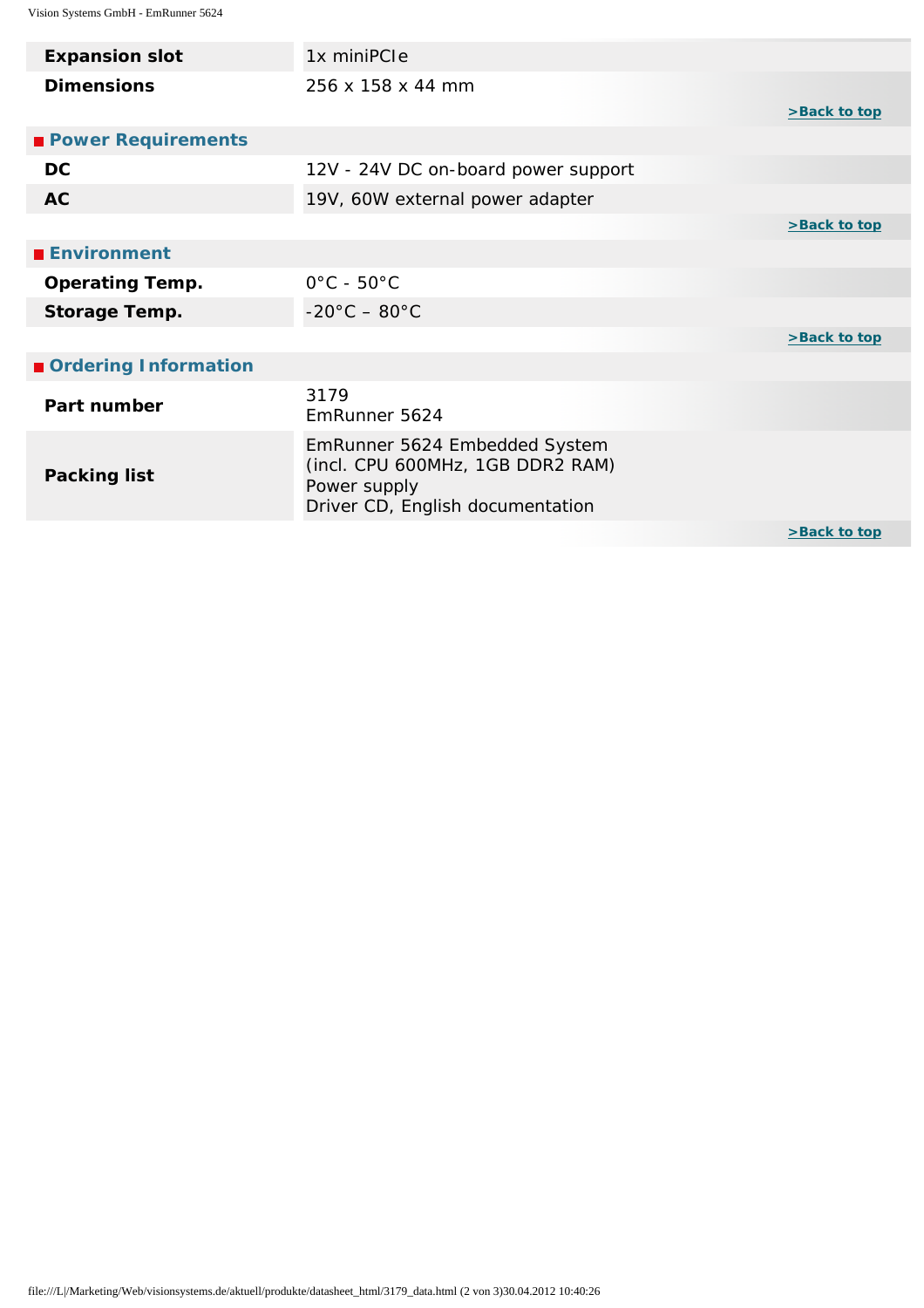| | |
|---|---|
| **Expansion slot** | 1x miniPCIe |
| **Dimensions** | 256 x 158 x 44 mm |

**>Back to top**

## Power Requirements

| | |
|---|---|
| **DC** | 12V - 24V DC on-board power support |
| **AC** | 19V, 60W external power adapter |

**>Back to top**

## Environment

| | |
|---|---|
| **Operating Temp.** | 0°C - 50°C |
| **Storage Temp.** | -20°C – 80°C |

**>Back to top**

## Ordering Information

| | |
|---|---|
| **Part number** | 3179<br>EmRunner 5624 |
| **Packing list** | EmRunner 5624 Embedded System<br>(incl. CPU 600MHz, 1GB DDR2 RAM)<br>Power supply<br>Driver CD, English documentation |

**>Back to top**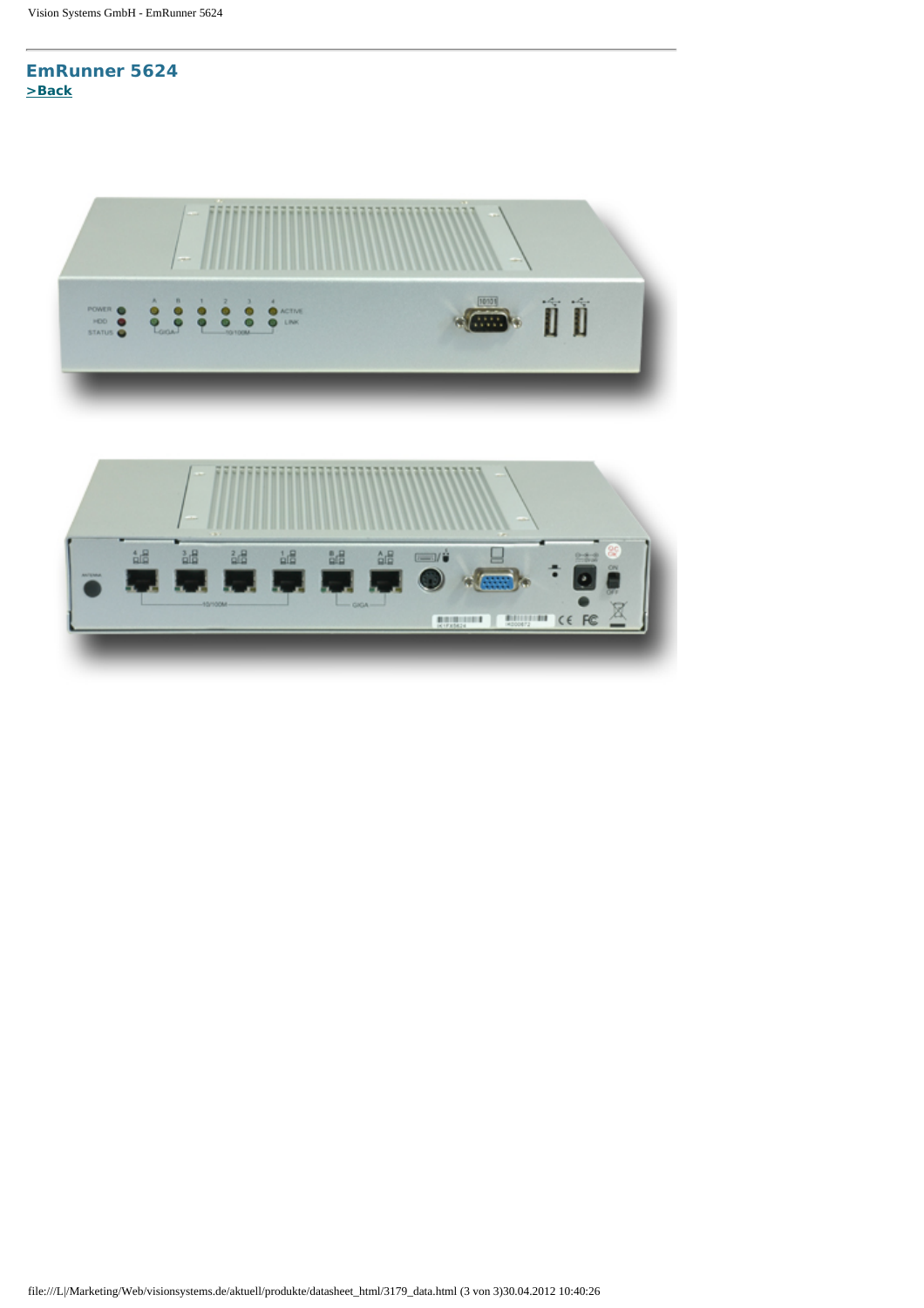## EmRunner 5624

**>Back**